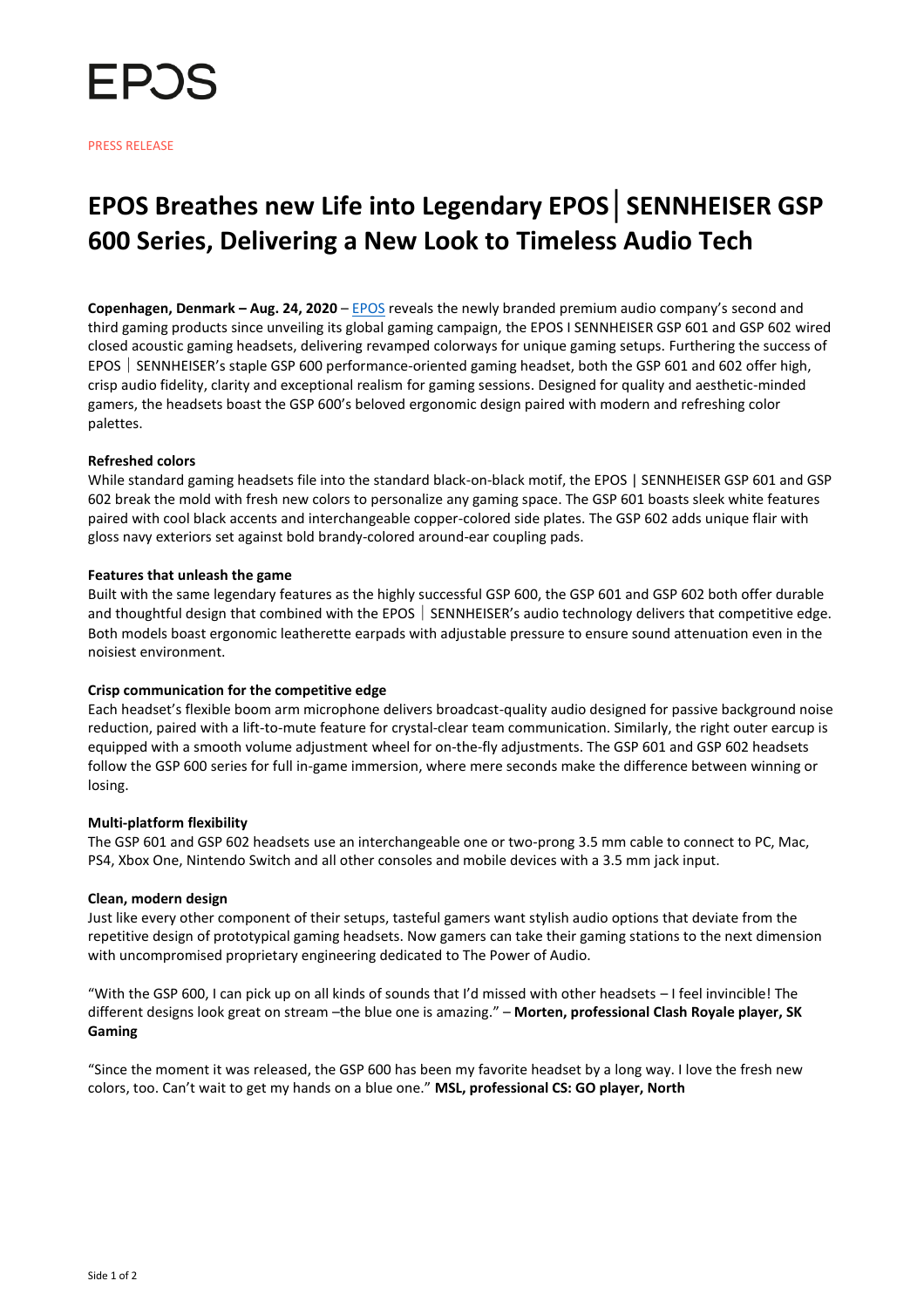# EPOS

PRESS RELEASE

# EPOS Breathes new Life into Legendary EPOS│SENNHEISER GSP 600 Series, Delivering a New Look to Timeless Audio Tech

**Copenhagen, Denmark – Aug. 24, 2020** – EPOS reveals the newly branded premium audio company's second and third gaming products since unveiling its global gaming campaign, the EPOS I SENNHEISER GSP 601 and GSP 602 wired closed acoustic gaming headsets, delivering revamped colorways for unique gaming setups. Furthering the success of EPOS │ SENNHEISER's staple GSP 600 performance-oriented gaming headset, both the GSP 601 and 602 offer high, crisp audio fidelity, clarity and exceptional realism for gaming sessions. Designed for quality and aesthetic-minded gamers, the headsets boast the GSP 600's beloved ergonomic design paired with modern and refreshing color palettes.

**Refreshed colors**

While standard gaming headsets file into the standard black-on-black motif, the EPOS | SENNHEISER GSP 601 and GSP 602 break the mold with fresh new colors to personalize any gaming space. The GSP 601 boasts sleek white features paired with cool black accents and interchangeable copper-colored side plates. The GSP 602 adds unique flair with gloss navy exteriors set against bold brandy-colored around-ear coupling pads.

**Features that unleash the game**

Built with the same legendary features as the highly successful GSP 600, the GSP 601 and GSP 602 both offer durable and thoughtful design that combined with the EPOS │ SENNHEISER's audio technology delivers that competitive edge. Both models boast ergonomic leatherette earpads with adjustable pressure to ensure sound attenuation even in the noisiest environment.

**Crisp communication for the competitive edge**

Each headset's flexible boom arm microphone delivers broadcast-quality audio designed for passive background noise reduction, paired with a lift-to-mute feature for crystal-clear team communication. Similarly, the right outer earcup is equipped with a smooth volume adjustment wheel for on-the-fly adjustments. The GSP 601 and GSP 602 headsets follow the GSP 600 series for full in-game immersion, where mere seconds make the difference between winning or losing.

**Multi-platform flexibility**

The GSP 601 and GSP 602 headsets use an interchangeable one or two-prong 3.5 mm cable to connect to PC, Mac, PS4, Xbox One, Nintendo Switch and all other consoles and mobile devices with a 3.5 mm jack input.

**Clean, modern design**

Just like every other component of their setups, tasteful gamers want stylish audio options that deviate from the repetitive design of prototypical gaming headsets. Now gamers can take their gaming stations to the next dimension with uncompromised proprietary engineering dedicated to The Power of Audio.

"With the GSP 600, I can pick up on all kinds of sounds that I'd missed with other headsets – I feel invincible! The different designs look great on stream –the blue one is amazing." – **Morten, professional Clash Royale player, SK Gaming**

"Since the moment it was released, the GSP 600 has been my favorite headset by a long way. I love the fresh new colors, too. Can't wait to get my hands on a blue one." **MSL, professional CS: GO player, North**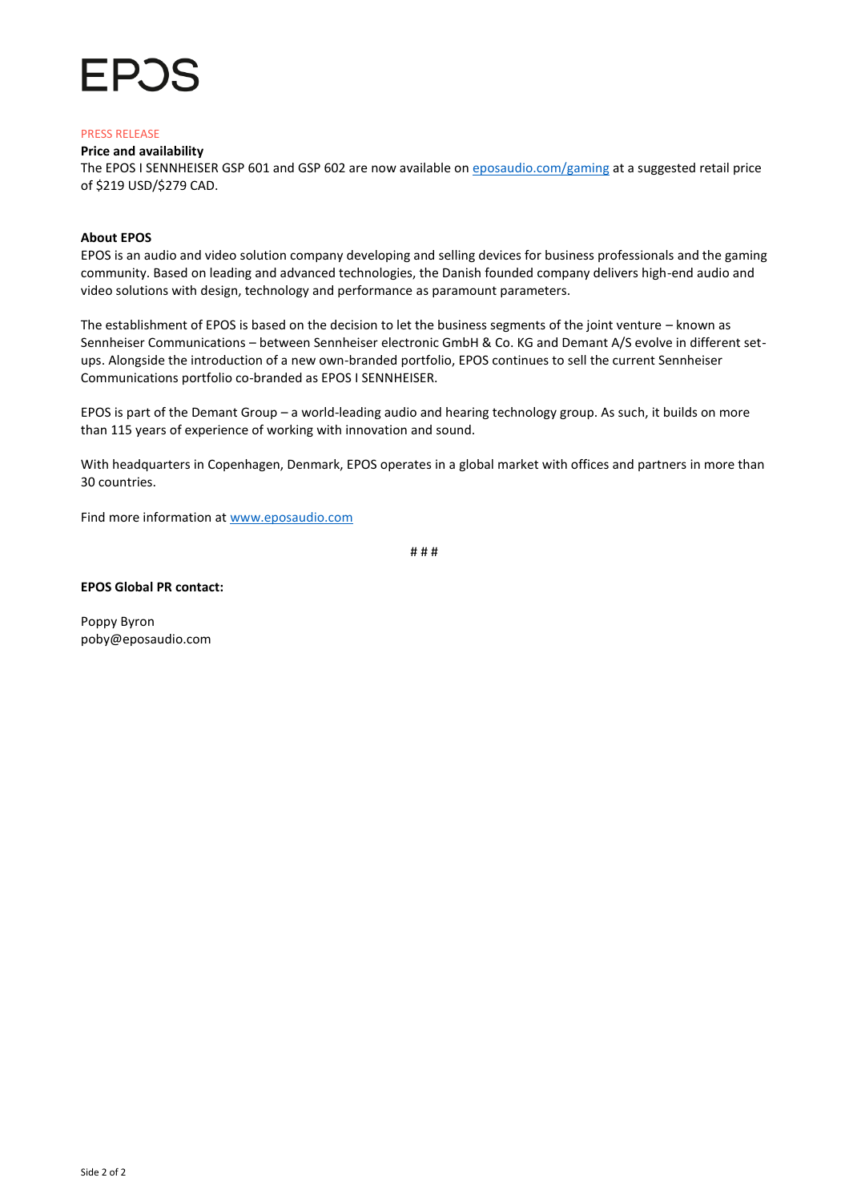EPOS

PRESS RELEASE

**Price and availability**

The EPOS I SENNHEISER GSP 601 and GSP 602 are now available on [eposaudio.com/gaming](eposaudio.com/gaming) at a suggested retail price of $219 USD/$279 CAD.

**About EPOS**

EPOS is an audio and video solution company developing and selling devices for business professionals and the gaming community. Based on leading and advanced technologies, the Danish founded company delivers high-end audio and video solutions with design, technology and performance as paramount parameters.

The establishment of EPOS is based on the decision to let the business segments of the joint venture – known as Sennheiser Communications – between Sennheiser electronic GmbH & Co. KG and Demant A/S evolve in different set-ups. Alongside the introduction of a new own-branded portfolio, EPOS continues to sell the current Sennheiser Communications portfolio co-branded as EPOS I SENNHEISER.

EPOS is part of the Demant Group – a world-leading audio and hearing technology group. As such, it builds on more than 115 years of experience of working with innovation and sound.

With headquarters in Copenhagen, Denmark, EPOS operates in a global market with offices and partners in more than 30 countries.

Find more information at [www.eposaudio.com](www.eposaudio.com)

# # #

**EPOS Global PR contact:**

Poppy Byron
poby@eposaudio.com